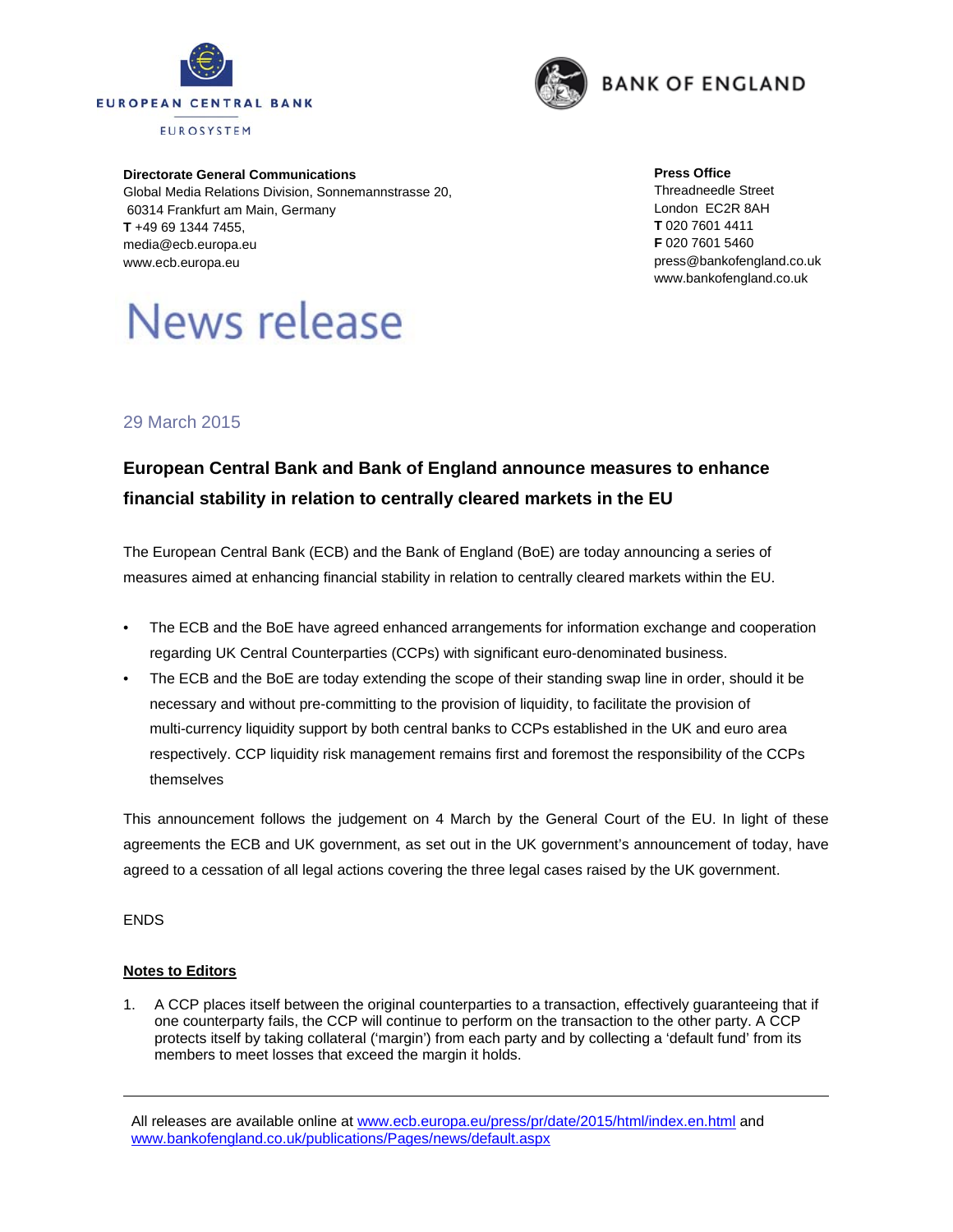EUROPEAN CENTRAL BANK

EUROSYSTEM

BANK OF ENGLAND

**Directorate General Communications**
Global Media Relations Division, Sonnemannstrasse 20,
60314 Frankfurt am Main, Germany
**T** +49 69 1344 7455,
media@ecb.europa.eu
www.ecb.europa.eu

**Press Office**
Threadneedle Street
London EC2R 8AH
**T** 020 7601 4411
**F** 020 7601 5460
press@bankofengland.co.uk
www.bankofengland.co.uk

# News release

29 March 2015

## European Central Bank and Bank of England announce measures to enhance financial stability in relation to centrally cleared markets in the EU

The European Central Bank (ECB) and the Bank of England (BoE) are today announcing a series of measures aimed at enhancing financial stability in relation to centrally cleared markets within the EU.

- The ECB and the BoE have agreed enhanced arrangements for information exchange and cooperation regarding UK Central Counterparties (CCPs) with significant euro-denominated business.
- The ECB and the BoE are today extending the scope of their standing swap line in order, should it be necessary and without pre-committing to the provision of liquidity, to facilitate the provision of multi-currency liquidity support by both central banks to CCPs established in the UK and euro area respectively. CCP liquidity risk management remains first and foremost the responsibility of the CCPs themselves

This announcement follows the judgement on 4 March by the General Court of the EU. In light of these agreements the ECB and UK government, as set out in the UK government's announcement of today, have agreed to a cessation of all legal actions covering the three legal cases raised by the UK government.

ENDS

**Notes to Editors**

1. A CCP places itself between the original counterparties to a transaction, effectively guaranteeing that if one counterparty fails, the CCP will continue to perform on the transaction to the other party. A CCP protects itself by taking collateral ('margin') from each party and by collecting a 'default fund' from its members to meet losses that exceed the margin it holds.

All releases are available online at www.ecb.europa.eu/press/pr/date/2015/html/index.en.html and www.bankofengland.co.uk/publications/Pages/news/default.aspx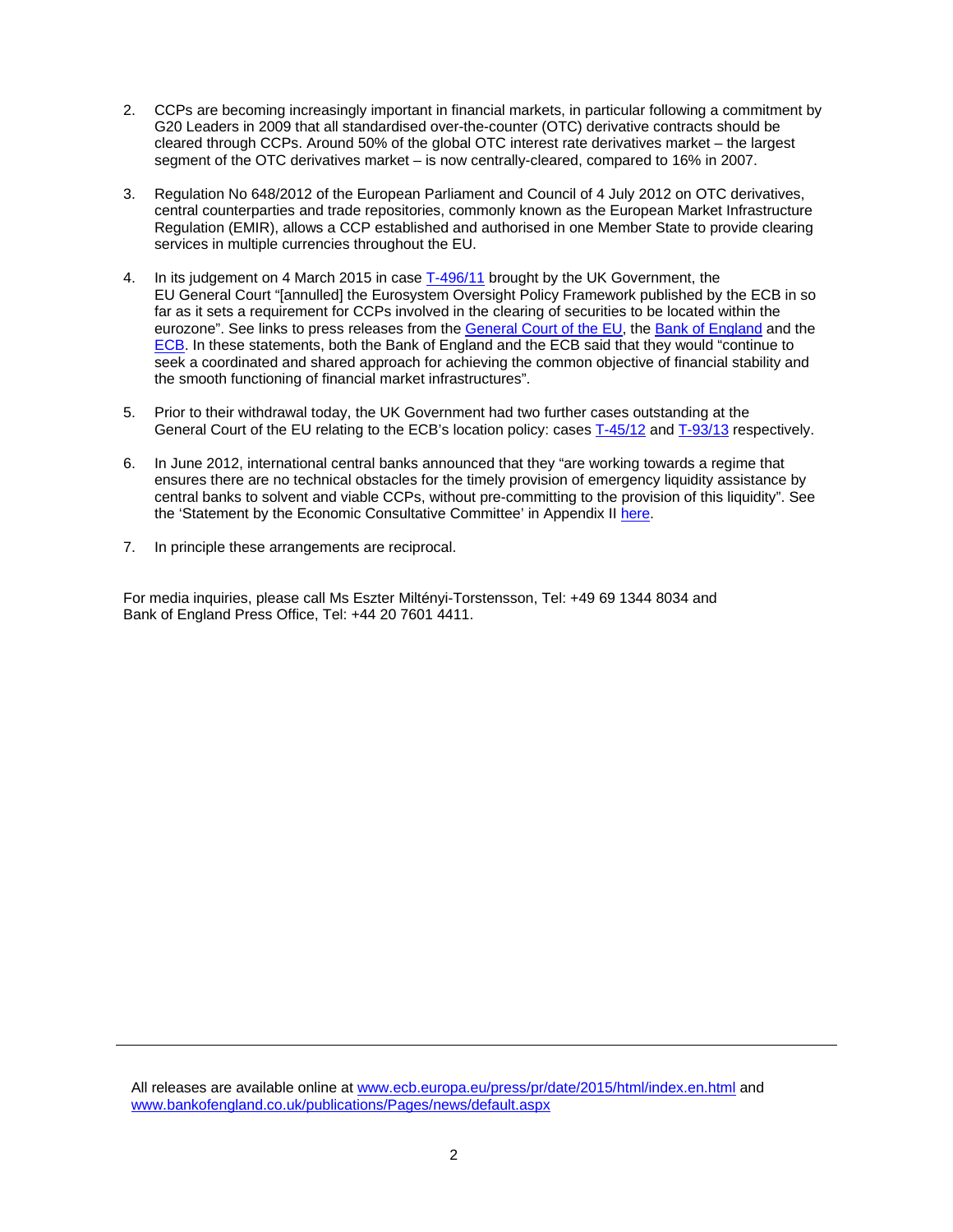2. CCPs are becoming increasingly important in financial markets, in particular following a commitment by G20 Leaders in 2009 that all standardised over-the-counter (OTC) derivative contracts should be cleared through CCPs. Around 50% of the global OTC interest rate derivatives market – the largest segment of the OTC derivatives market – is now centrally-cleared, compared to 16% in 2007.

3. Regulation No 648/2012 of the European Parliament and Council of 4 July 2012 on OTC derivatives, central counterparties and trade repositories, commonly known as the European Market Infrastructure Regulation (EMIR), allows a CCP established and authorised in one Member State to provide clearing services in multiple currencies throughout the EU.

4. In its judgement on 4 March 2015 in case T-496/11 brought by the UK Government, the EU General Court "[annulled] the Eurosystem Oversight Policy Framework published by the ECB in so far as it sets a requirement for CCPs involved in the clearing of securities to be located within the eurozone". See links to press releases from the General Court of the EU, the Bank of England and the ECB. In these statements, both the Bank of England and the ECB said that they would "continue to seek a coordinated and shared approach for achieving the common objective of financial stability and the smooth functioning of financial market infrastructures".

5. Prior to their withdrawal today, the UK Government had two further cases outstanding at the General Court of the EU relating to the ECB's location policy: cases T-45/12 and T-93/13 respectively.

6. In June 2012, international central banks announced that they "are working towards a regime that ensures there are no technical obstacles for the timely provision of emergency liquidity assistance by central banks to solvent and viable CCPs, without pre-committing to the provision of this liquidity". See the 'Statement by the Economic Consultative Committee' in Appendix II here.

7. In principle these arrangements are reciprocal.

For media inquiries, please call Ms Eszter Miltényi-Torstensson, Tel: +49 69 1344 8034 and Bank of England Press Office, Tel: +44 20 7601 4411.

All releases are available online at www.ecb.europa.eu/press/pr/date/2015/html/index.en.html and www.bankofengland.co.uk/publications/Pages/news/default.aspx